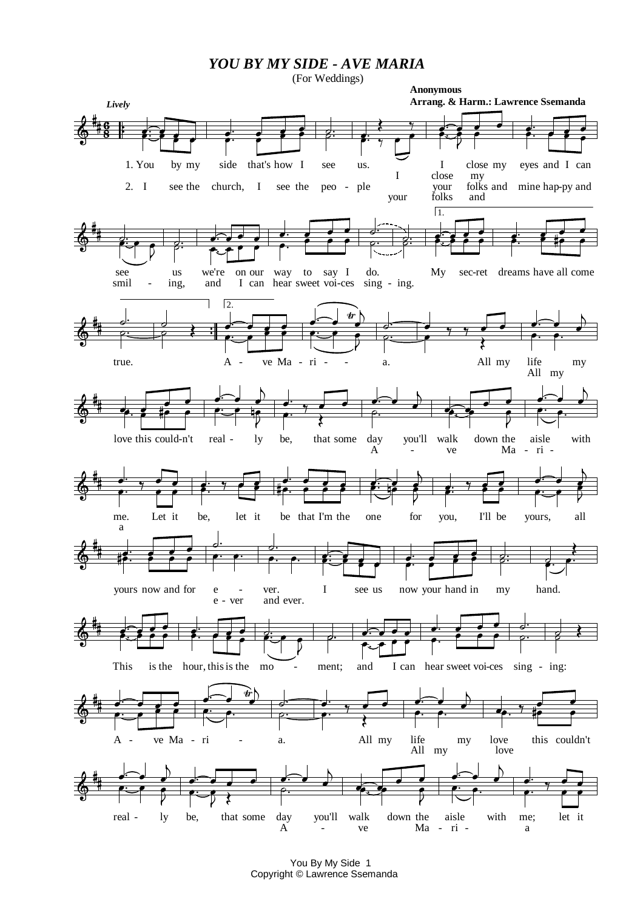# YOU BY MY SIDE - AVE MARIA

(For Weddings)

**Anonymous**
**Arrang. & Harm.: Lawrence Ssemanda**

*Lively*

1. You by my side that's how I see us. I close my eyes and I can see us we're on our way to say I do. My sec-ret dreams have all come true.

2. I see the church, I see the peo - ple your folks and mine hap-py and smil - ing, and I can hear sweet voi-ces sing - ing.

A - ve Ma - ri - - a. All my life my love this could-n't real - ly be, that some day you'll walk down the aisle with me. Let it be, let it be that I'm the one for you, I'll be yours, all yours now and for e - ver. I see us now your hand in my hand.

This is the hour, this is the mo - ment; and I can hear sweet voi-ces sing - ing:

A - ve Ma - ri - a. All my life my love this couldn't real - ly be, that some day you'll walk down the aisle with me; let it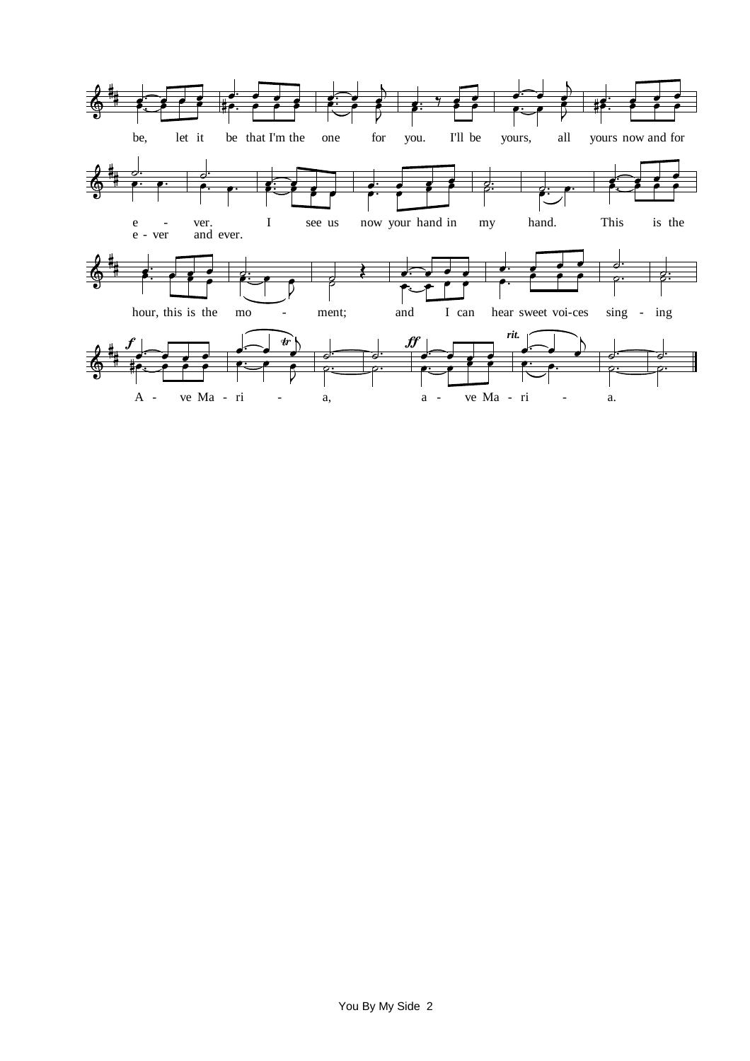be, let it be that I'm the one for you. I'll be yours, all yours now and for

e - ver. I see us now your hand in my hand. This is the
e - ver and ever.

hour, this is the mo - ment; and I can hear sweet voi-ces sing - ing

A - ve Ma - ri - a, a - ve Ma - ri - a.